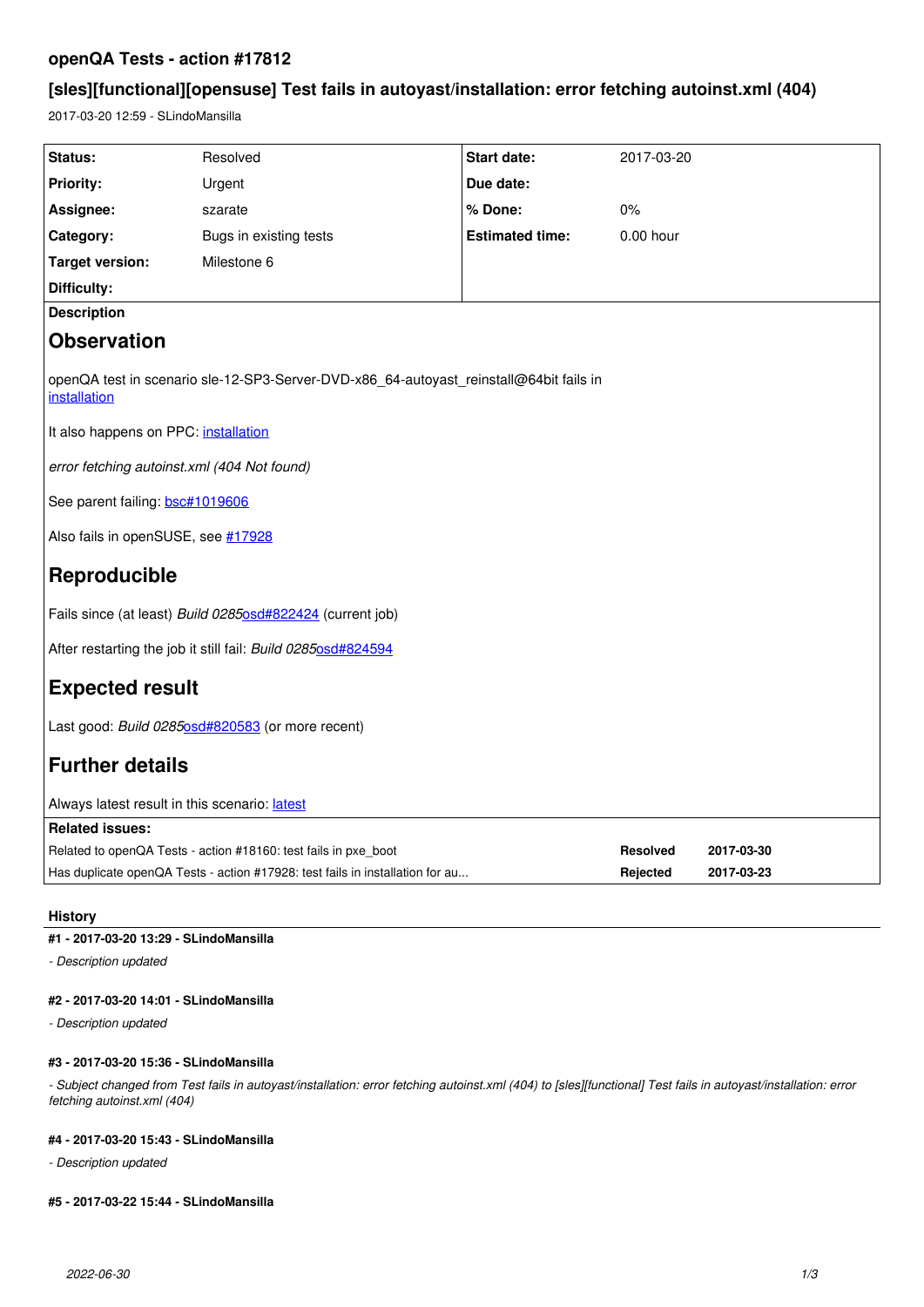## openQA Tests - action #17812

## [sles][functional][opensuse] Test fails in autoyast/installation: error fetching autoinst.xml (404)

2017-03-20 12:59 - SLindoMansilla

| Status: | Resolved | Start date: | 2017-03-20 |
| --- | --- | --- | --- |
| Priority: | Urgent | Due date: | |
| Assignee: | szarate | % Done: | 0% |
| Category: | Bugs in existing tests | Estimated time: | 0.00 hour |
| Target version: | Milestone 6 | | |
| Difficulty: | | | |

**Description**

# Observation

openQA test in scenario sle-12-SP3-Server-DVD-x86_64-autoyast_reinstall@64bit fails in installation

It also happens on PPC: installation

*error fetching autoinst.xml (404 Not found)*

See parent failing: bsc#1019606

Also fails in openSUSE, see #17928

# Reproducible

Fails since (at least) *Build 0285*osd#822424 (current job)

After restarting the job it still fail: *Build 0285*osd#824594

# Expected result

Last good: *Build 0285*osd#820583 (or more recent)

# Further details

Always latest result in this scenario: latest

**Related issues:**

| | | |
| --- | --- | --- |
| Related to openQA Tests - action #18160: test fails in pxe_boot | Resolved | 2017-03-30 |
| Has duplicate openQA Tests - action #17928: test fails in installation for au... | Rejected | 2017-03-23 |

### History

**#1 - 2017-03-20 13:29 - SLindoMansilla**

*- Description updated*

**#2 - 2017-03-20 14:01 - SLindoMansilla**

*- Description updated*

**#3 - 2017-03-20 15:36 - SLindoMansilla**

*- Subject changed from Test fails in autoyast/installation: error fetching autoinst.xml (404) to [sles][functional] Test fails in autoyast/installation: error fetching autoinst.xml (404)*

**#4 - 2017-03-20 15:43 - SLindoMansilla**

*- Description updated*

**#5 - 2017-03-22 15:44 - SLindoMansilla**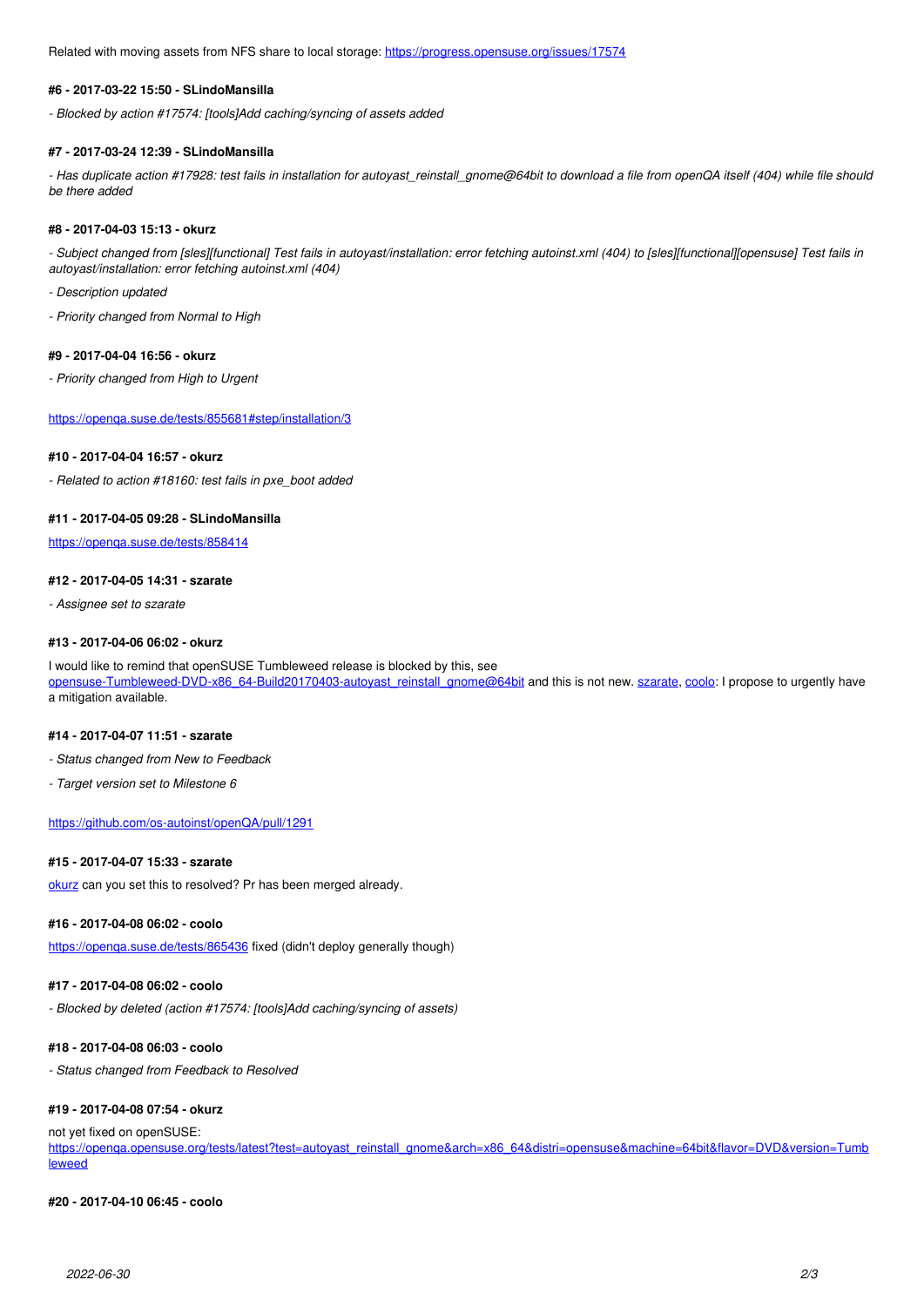Related with moving assets from NFS share to local storage: https://progress.opensuse.org/issues/17574

#### #6 - 2017-03-22 15:50 - SLindoMansilla

*- Blocked by action #17574: [tools]Add caching/syncing of assets added*

#### #7 - 2017-03-24 12:39 - SLindoMansilla

*- Has duplicate action #17928: test fails in installation for autoyast_reinstall_gnome@64bit to download a file from openQA itself (404) while file should be there added*

#### #8 - 2017-04-03 15:13 - okurz

*- Subject changed from [sles][functional] Test fails in autoyast/installation: error fetching autoinst.xml (404) to [sles][functional][opensuse] Test fails in autoyast/installation: error fetching autoinst.xml (404)*

*- Description updated*

*- Priority changed from Normal to High*

#### #9 - 2017-04-04 16:56 - okurz

*- Priority changed from High to Urgent*

https://openqa.suse.de/tests/855681#step/installation/3

#### #10 - 2017-04-04 16:57 - okurz

*- Related to action #18160: test fails in pxe_boot added*

#### #11 - 2017-04-05 09:28 - SLindoMansilla

https://openqa.suse.de/tests/858414

#### #12 - 2017-04-05 14:31 - szarate

*- Assignee set to szarate*

#### #13 - 2017-04-06 06:02 - okurz

I would like to remind that openSUSE Tumbleweed release is blocked by this, see opensuse-Tumbleweed-DVD-x86_64-Build20170403-autoyast_reinstall_gnome@64bit and this is not new. szarate, coolo: I propose to urgently have a mitigation available.

#### #14 - 2017-04-07 11:51 - szarate

*- Status changed from New to Feedback*

*- Target version set to Milestone 6*

https://github.com/os-autoinst/openQA/pull/1291

#### #15 - 2017-04-07 15:33 - szarate

okurz can you set this to resolved? Pr has been merged already.

#### #16 - 2017-04-08 06:02 - coolo

https://openqa.suse.de/tests/865436 fixed (didn't deploy generally though)

#### #17 - 2017-04-08 06:02 - coolo

*- Blocked by deleted (action #17574: [tools]Add caching/syncing of assets)*

#### #18 - 2017-04-08 06:03 - coolo

*- Status changed from Feedback to Resolved*

#### #19 - 2017-04-08 07:54 - okurz

not yet fixed on openSUSE:
https://openqa.opensuse.org/tests/latest?test=autoyast_reinstall_gnome&arch=x86_64&distri=opensuse&machine=64bit&flavor=DVD&version=Tumbleweed

#### #20 - 2017-04-10 06:45 - coolo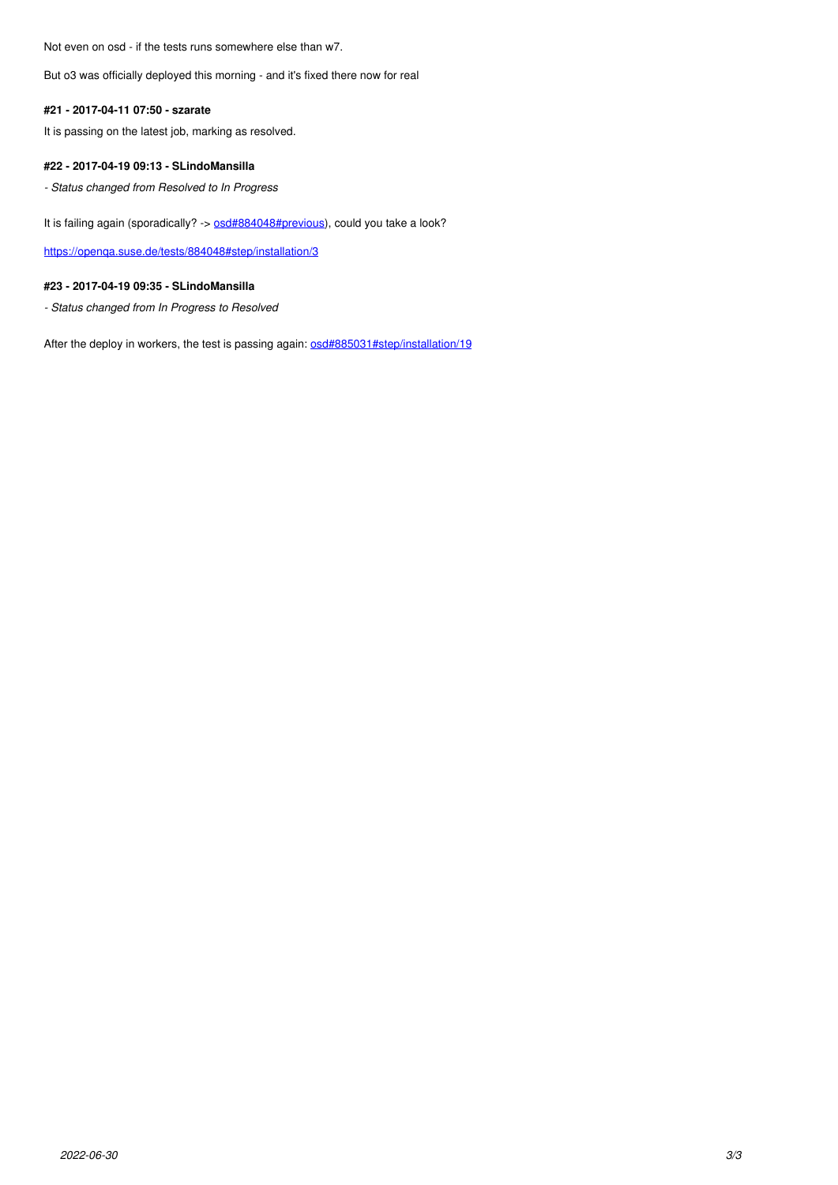Not even on osd - if the tests runs somewhere else than w7.

But o3 was officially deployed this morning - and it's fixed there now for real

#### #21 - 2017-04-11 07:50 - szarate

It is passing on the latest job, marking as resolved.

#### #22 - 2017-04-19 09:13 - SLindoMansilla

*- Status changed from Resolved to In Progress*

It is failing again (sporadically? -> osd#884048#previous), could you take a look?

https://openqa.suse.de/tests/884048#step/installation/3

#### #23 - 2017-04-19 09:35 - SLindoMansilla

*- Status changed from In Progress to Resolved*

After the deploy in workers, the test is passing again: osd#885031#step/installation/19